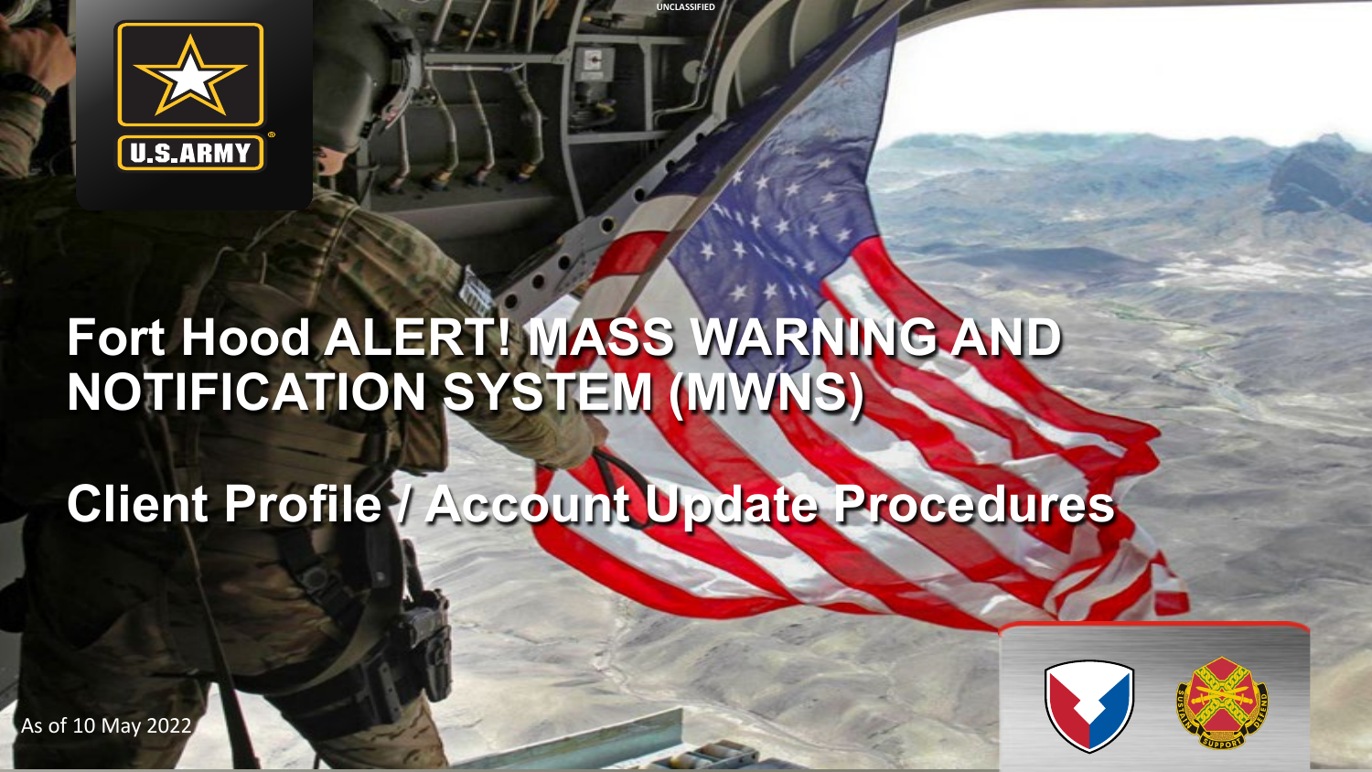UNCLASSIFIED

# Fort Hood ALERT! MASS WARNING AND NOTIFICATION SYSTEM (MWNS)

## Client Profile / Account Update Procedures

As of 10 May 2022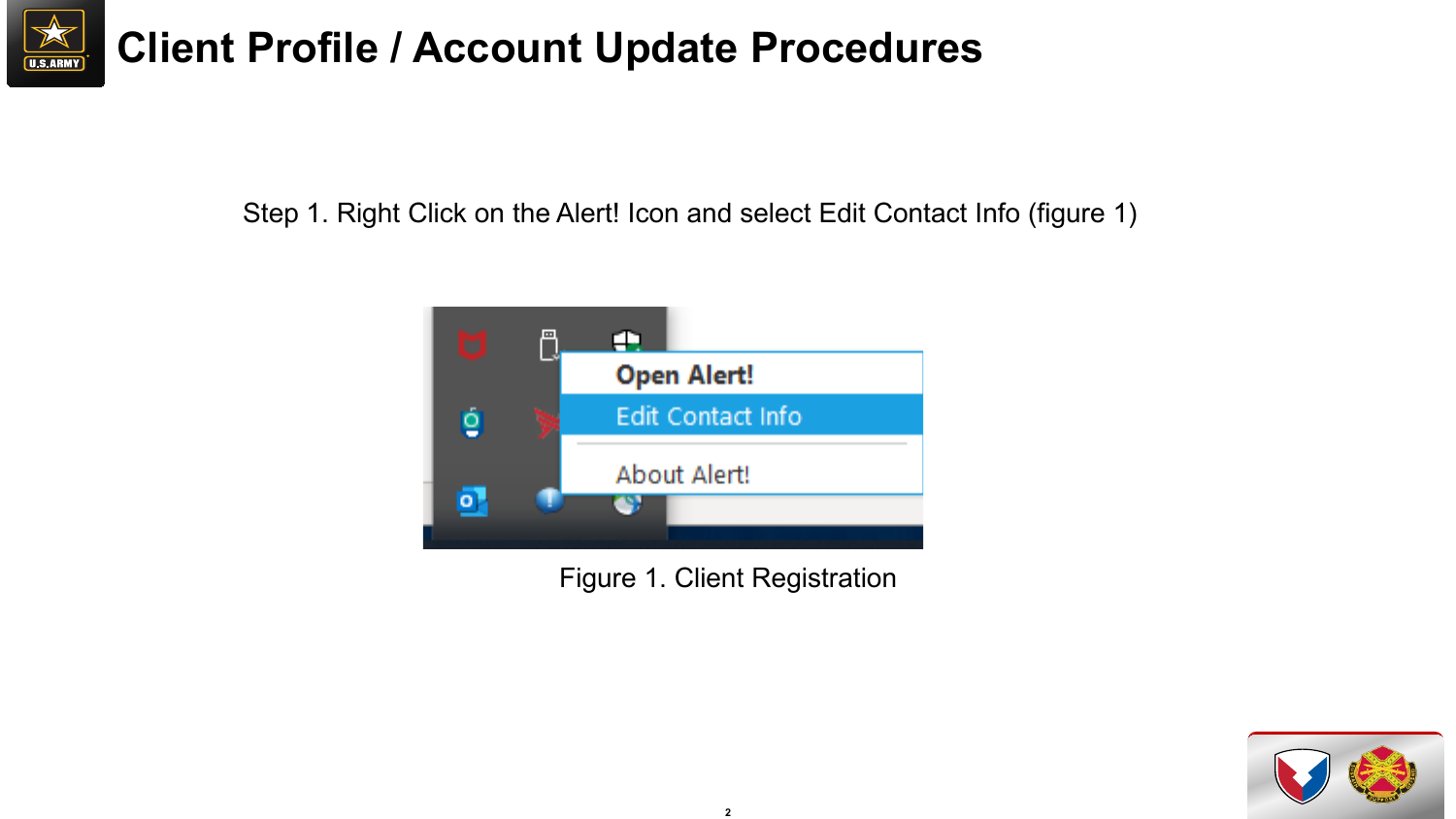# Client Profile / Account Update Procedures

Step 1. Right Click on the Alert! Icon and select Edit Contact Info (figure 1)

Figure 1. Client Registration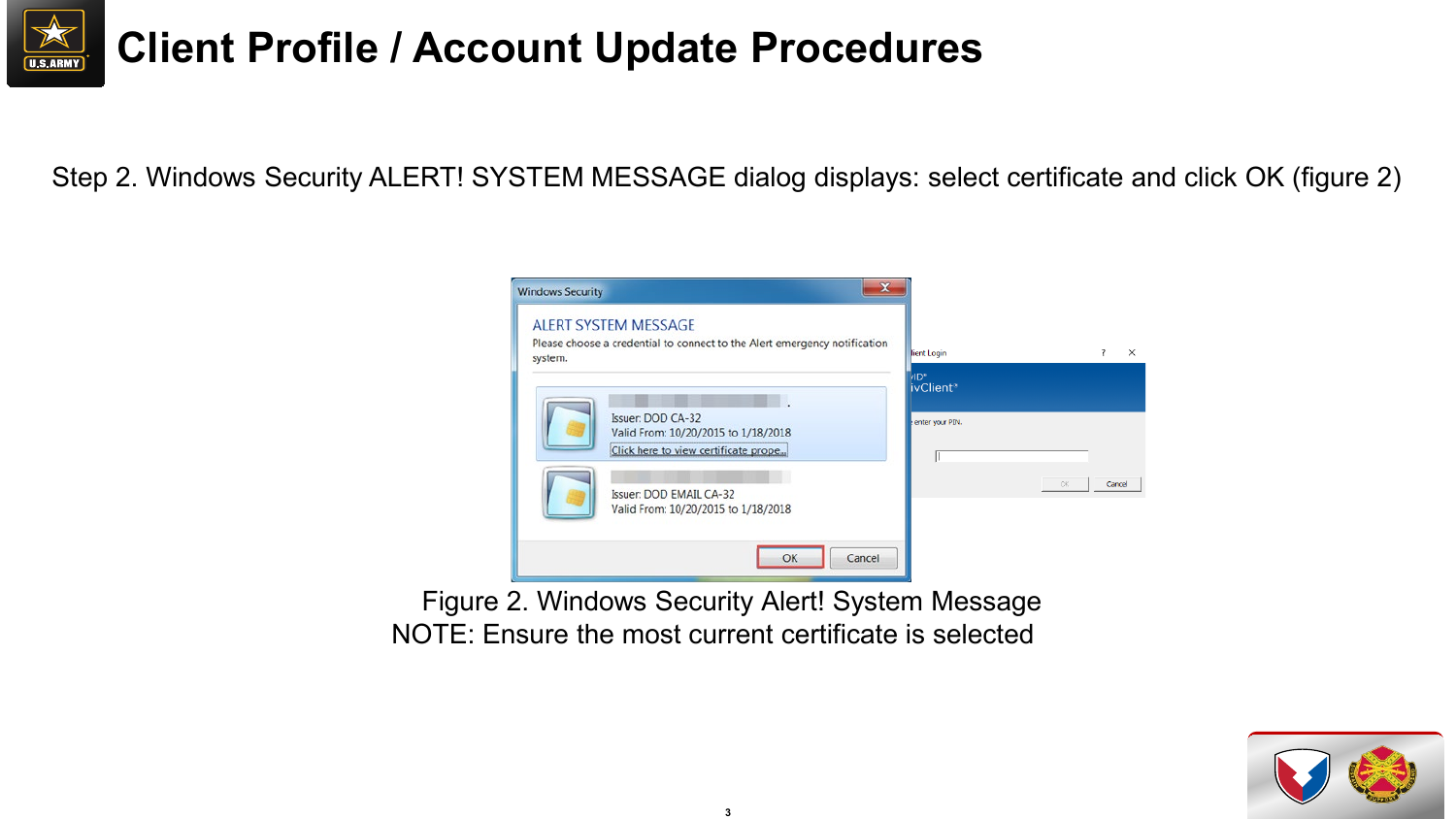# Client Profile / Account Update Procedures

Step 2. Windows Security ALERT! SYSTEM MESSAGE dialog displays: select certificate and click OK (figure 2)

Figure 2. Windows Security Alert! System Message

NOTE: Ensure the most current certificate is selected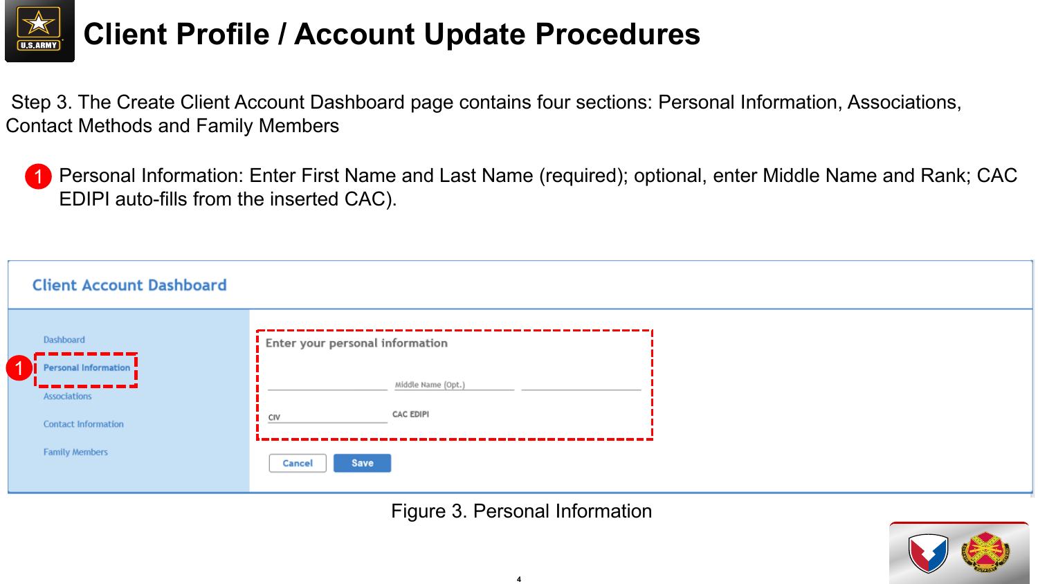# Client Profile / Account Update Procedures

Step 3. The Create Client Account Dashboard page contains four sections: Personal Information, Associations, Contact Methods and Family Members

1. Personal Information: Enter First Name and Last Name (required); optional, enter Middle Name and Rank; CAC EDIPI auto-fills from the inserted CAC).

Client Account Dashboard

- Dashboard
- Personal Information
- Associations
- Contact Information
- Family Members

Enter your personal information

Middle Name (Opt.)

CIV

CAC EDIPI

Cancel

Save

Figure 3. Personal Information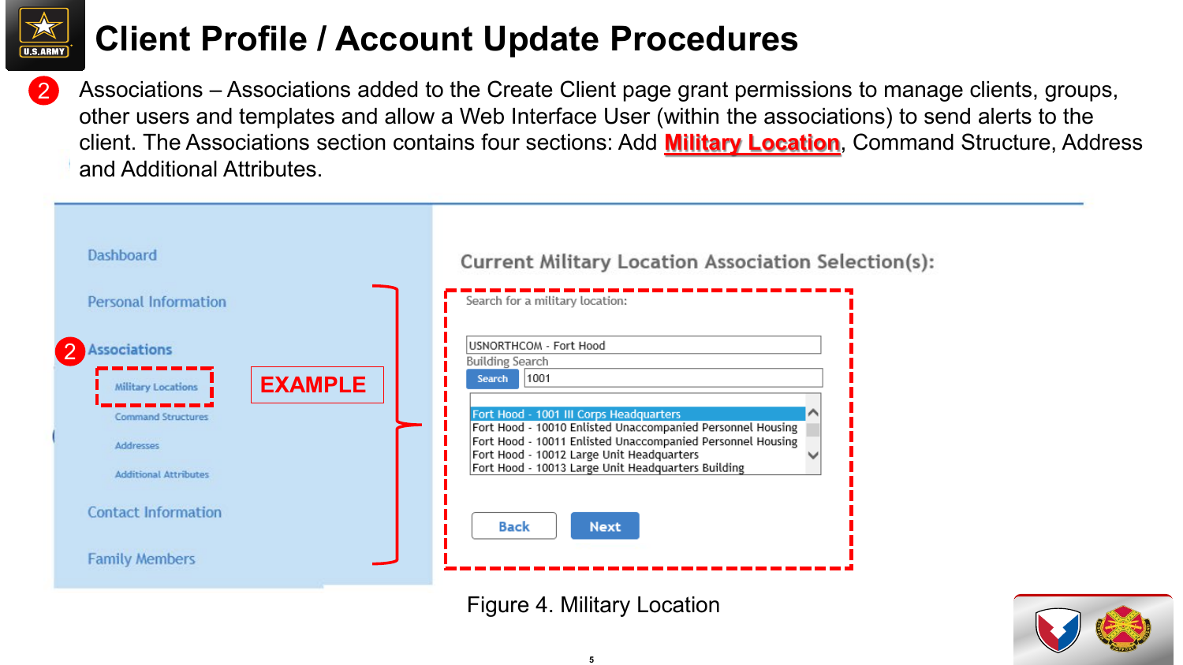# Client Profile / Account Update Procedures

2. Associations – Associations added to the Create Client page grant permissions to manage clients, groups, other users and templates and allow a Web Interface User (within the associations) to send alerts to the client. The Associations section contains four sections: Add **Military Location**, Command Structure, Address and Additional Attributes.

Dashboard

Personal Information

2 Associations

- Military Locations
- Command Structures
- Addresses
- Additional Attributes

Contact Information

Family Members

EXAMPLE

Current Military Location Association Selection(s):

Search for a military location:

USNORTHCOM - Fort Hood

Building Search

Search 1001

Fort Hood - 1001 III Corps Headquarters
Fort Hood - 10010 Enlisted Unaccompanied Personnel Housing
Fort Hood - 10011 Enlisted Unaccompanied Personnel Housing
Fort Hood - 10012 Large Unit Headquarters
Fort Hood - 10013 Large Unit Headquarters Building

Back Next

Figure 4. Military Location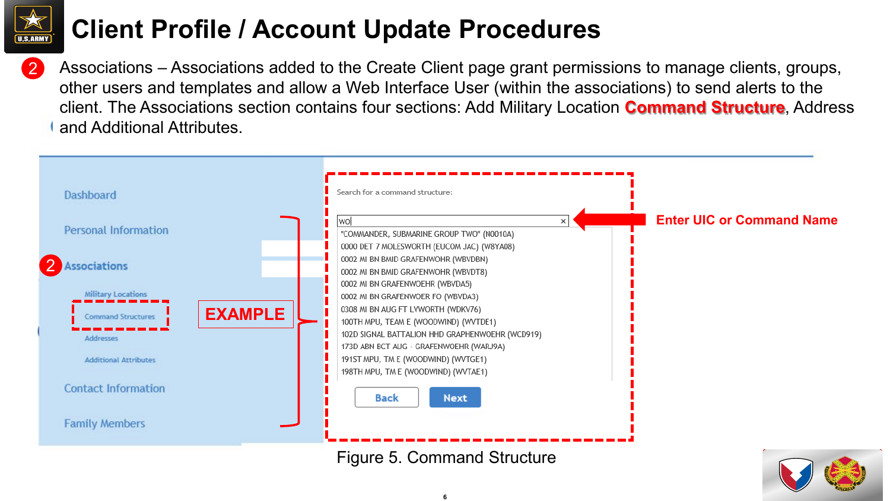# Client Profile / Account Update Procedures

2. Associations – Associations added to the Create Client page grant permissions to manage clients, groups, other users and templates and allow a Web Interface User (within the associations) to send alerts to the client. The Associations section contains four sections: Add Military Location **Command Structure**, Address and Additional Attributes.

- Dashboard
- Personal Information
- Associations
  - Military Locations
  - Command Structures
  - Addresses
  - Additional Attributes
- Contact Information
- Family Members

**EXAMPLE**

Search for a command structure:

WO

- "COMMANDER, SUBMARINE GROUP TWO" (N0010A)
- 0000 DET 7 MOLESWORTH (EUCOM JAC) (W8YA08)
- 0002 MI BN BMID GRAFENWOHR (WBVDBN)
- 0002 MI BN BMID GRAFENWOHR (WBVDT8)
- 0002 MI BN GRAFENWOEHR (WBVDA5)
- 0002 MI BN GRAFENWOER FO (WBVDA3)
- 0308 MI BN AUG FT LVWORTH (WDKV76)
- 100TH MPU, TEAM E (WOODWIND) (WVTDE1)
- 102D SIGNAL BATTALION HHD GRAPHENWOEHR (WCD919)
- 173D ABN BCT AUG - GRAFENWOEHR (WARJ9A)
- 191ST MPU, TM E (WOODWIND) (WVTGE1)
- 198TH MPU, TM E (WOODWIND) (WVTAE1)

Back | Next

**Enter UIC or Command Name**

Figure 5. Command Structure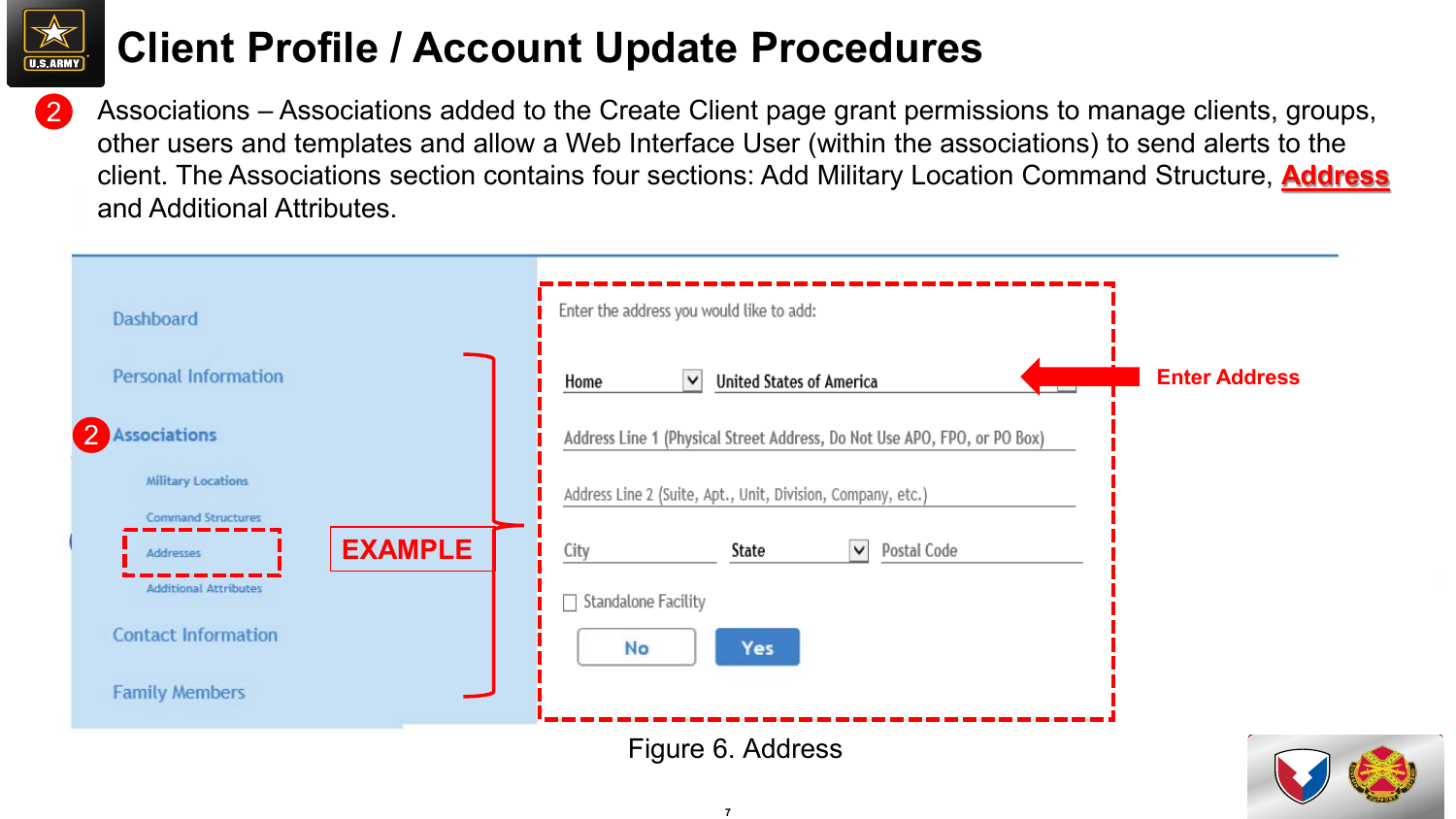# Client Profile / Account Update Procedures

2 Associations – Associations added to the Create Client page grant permissions to manage clients, groups, other users and templates and allow a Web Interface User (within the associations) to send alerts to the client. The Associations section contains four sections: Add Military Location Command Structure, **Address** and Additional Attributes.

Dashboard

Personal Information

2 Associations

- Military Locations
- Command Structures
- Addresses
- Additional Attributes

Contact Information

Family Members

**EXAMPLE**

Enter the address you would like to add:

Home | United States of America

Address Line 1 (Physical Street Address, Do Not Use APO, FPO, or PO Box)

Address Line 2 (Suite, Apt., Unit, Division, Company, etc.)

City | State | Postal Code

Standalone Facility

No | Yes

**Enter Address**

Figure 6. Address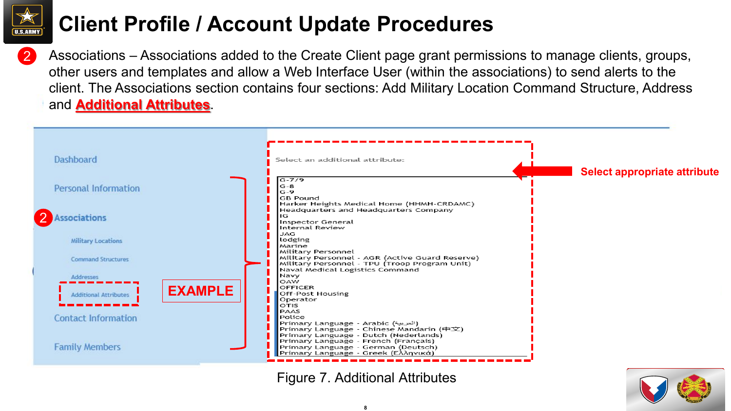# Client Profile / Account Update Procedures

2 Associations – Associations added to the Create Client page grant permissions to manage clients, groups, other users and templates and allow a Web Interface User (within the associations) to send alerts to the client. The Associations section contains four sections: Add Military Location Command Structure, Address and **Additional Attributes**.

Dashboard

Personal Information

2 Associations

Military Locations

Command Structures

Addresses

Additional Attributes

Contact Information

Family Members

**EXAMPLE**

Select an additional attribute:

G-7/9
G-8
G-9
GB Pound
Harker Heights Medical Home (HHMH-CRDAMC)
Headquarters and Headquarters Company
IG
Inspector General
Internal Review
JAG
lodging
Marine
Military Personnel
Military Personnel - AGR (Active Guard Reserve)
Military Personnel - TPU (Troop Program Unit)
Naval Medical Logistics Command
Navy
OAW
OFFICER
Off-Post Housing
Operator
OTIS
PAAS
Police
Primary Language - Arabic (العربية)
Primary Language - Chinese Mandarin (中文)
Primary Language - Dutch (Nederlands)
Primary Language - French (Français)
Primary Language - German (Deutsch)
Primary Language - Greek (Ελληνικά)

**Select appropriate attribute**

Figure 7. Additional Attributes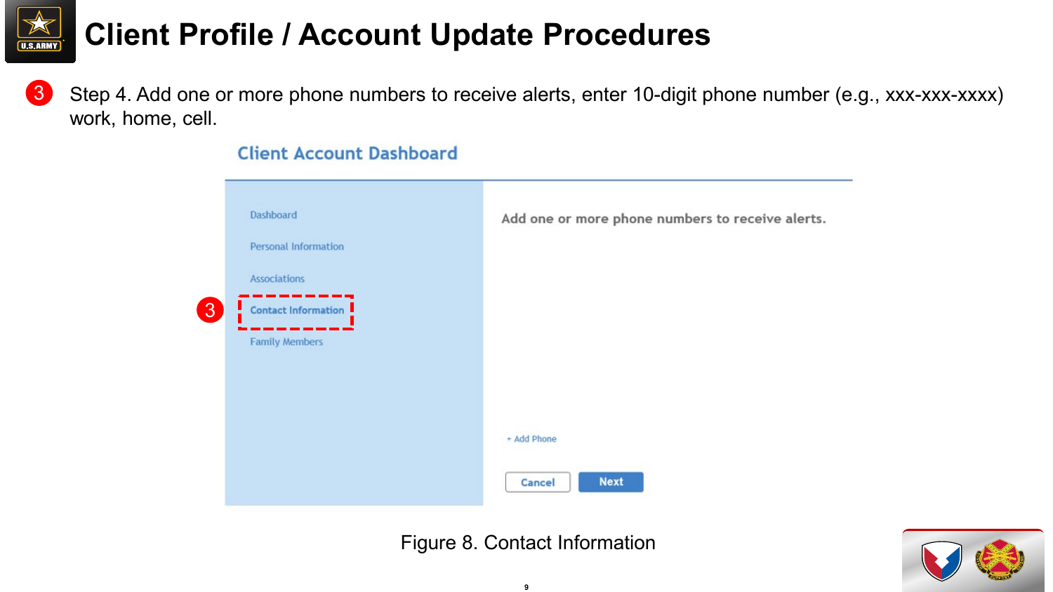# Client Profile / Account Update Procedures

3 Step 4. Add one or more phone numbers to receive alerts, enter 10-digit phone number (e.g., xxx-xxx-xxxx) work, home, cell.

Client Account Dashboard

- Dashboard
- Personal Information
- Associations
- 3 Contact Information
- Family Members

Add one or more phone numbers to receive alerts.

+ Add Phone

Cancel | Next

Figure 8. Contact Information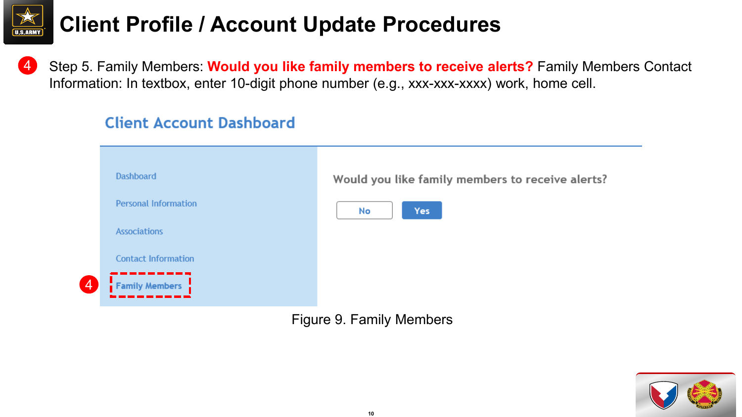# Client Profile / Account Update Procedures

4 Step 5. Family Members: **Would you like family members to receive alerts?** Family Members Contact Information: In textbox, enter 10-digit phone number (e.g., xxx-xxx-xxxx) work, home cell.

Client Account Dashboard

- Dashboard
- Personal Information
- Associations
- Contact Information
- Family Members

Would you like family members to receive alerts?

No | Yes

Figure 9. Family Members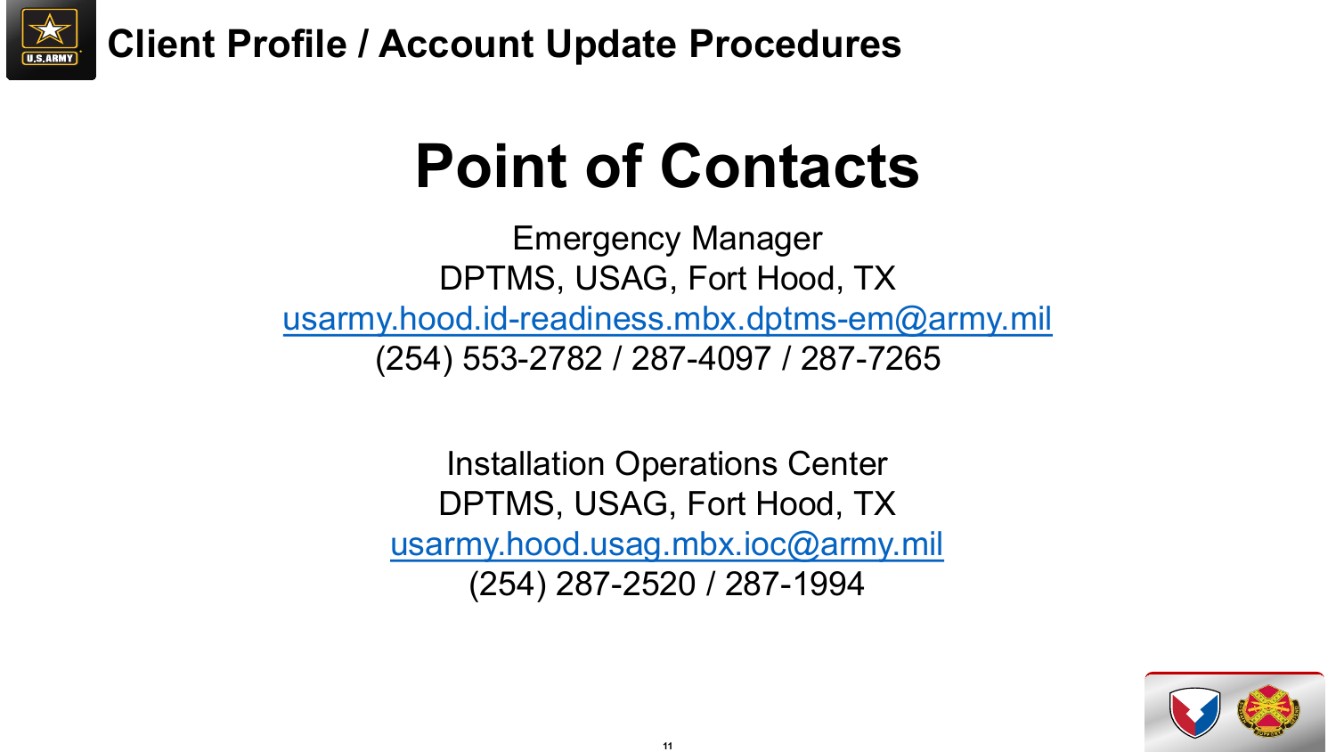# Client Profile / Account Update Procedures

## Point of Contacts

Emergency Manager
DPTMS, USAG, Fort Hood, TX
usarmy.hood.id-readiness.mbx.dptms-em@army.mil
(254) 553-2782 / 287-4097 / 287-7265

Installation Operations Center
DPTMS, USAG, Fort Hood, TX
usarmy.hood.usag.mbx.ioc@army.mil
(254) 287-2520 / 287-1994